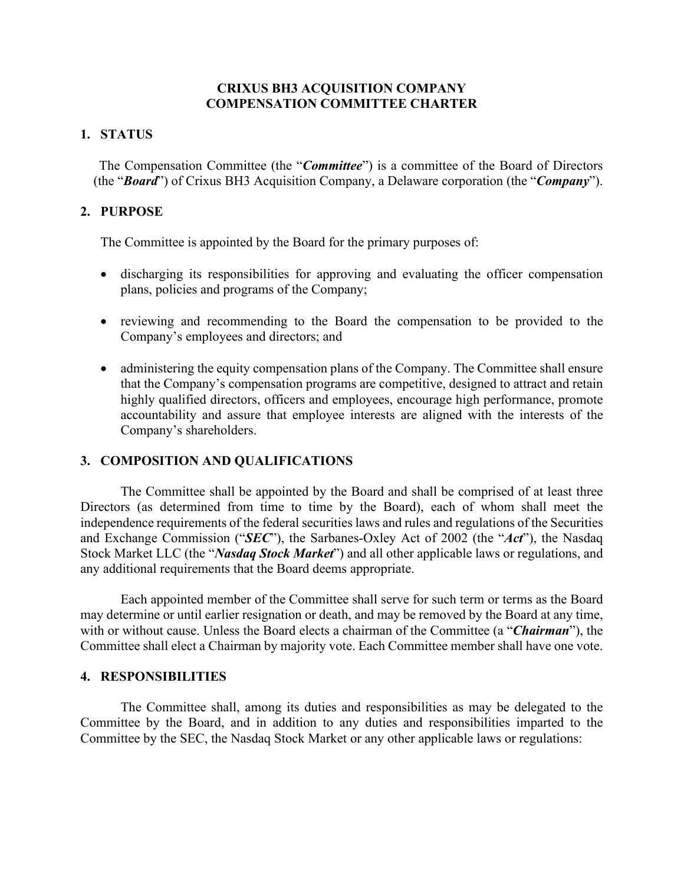# CRIXUS BH3 ACQUISITION COMPANY
# COMPENSATION COMMITTEE CHARTER

## 1. STATUS

The Compensation Committee (the "***Committee***") is a committee of the Board of Directors (the "***Board***") of Crixus BH3 Acquisition Company, a Delaware corporation (the "***Company***").

## 2. PURPOSE

The Committee is appointed by the Board for the primary purposes of:

- discharging its responsibilities for approving and evaluating the officer compensation plans, policies and programs of the Company;
- reviewing and recommending to the Board the compensation to be provided to the Company's employees and directors; and
- administering the equity compensation plans of the Company. The Committee shall ensure that the Company's compensation programs are competitive, designed to attract and retain highly qualified directors, officers and employees, encourage high performance, promote accountability and assure that employee interests are aligned with the interests of the Company's shareholders.

## 3. COMPOSITION AND QUALIFICATIONS

The Committee shall be appointed by the Board and shall be comprised of at least three Directors (as determined from time to time by the Board), each of whom shall meet the independence requirements of the federal securities laws and rules and regulations of the Securities and Exchange Commission ("***SEC***"), the Sarbanes-Oxley Act of 2002 (the "***Act***"), the Nasdaq Stock Market LLC (the "***Nasdaq Stock Market***") and all other applicable laws or regulations, and any additional requirements that the Board deems appropriate.

Each appointed member of the Committee shall serve for such term or terms as the Board may determine or until earlier resignation or death, and may be removed by the Board at any time, with or without cause. Unless the Board elects a chairman of the Committee (a "***Chairman***"), the Committee shall elect a Chairman by majority vote. Each Committee member shall have one vote.

## 4. RESPONSIBILITIES

The Committee shall, among its duties and responsibilities as may be delegated to the Committee by the Board, and in addition to any duties and responsibilities imparted to the Committee by the SEC, the Nasdaq Stock Market or any other applicable laws or regulations: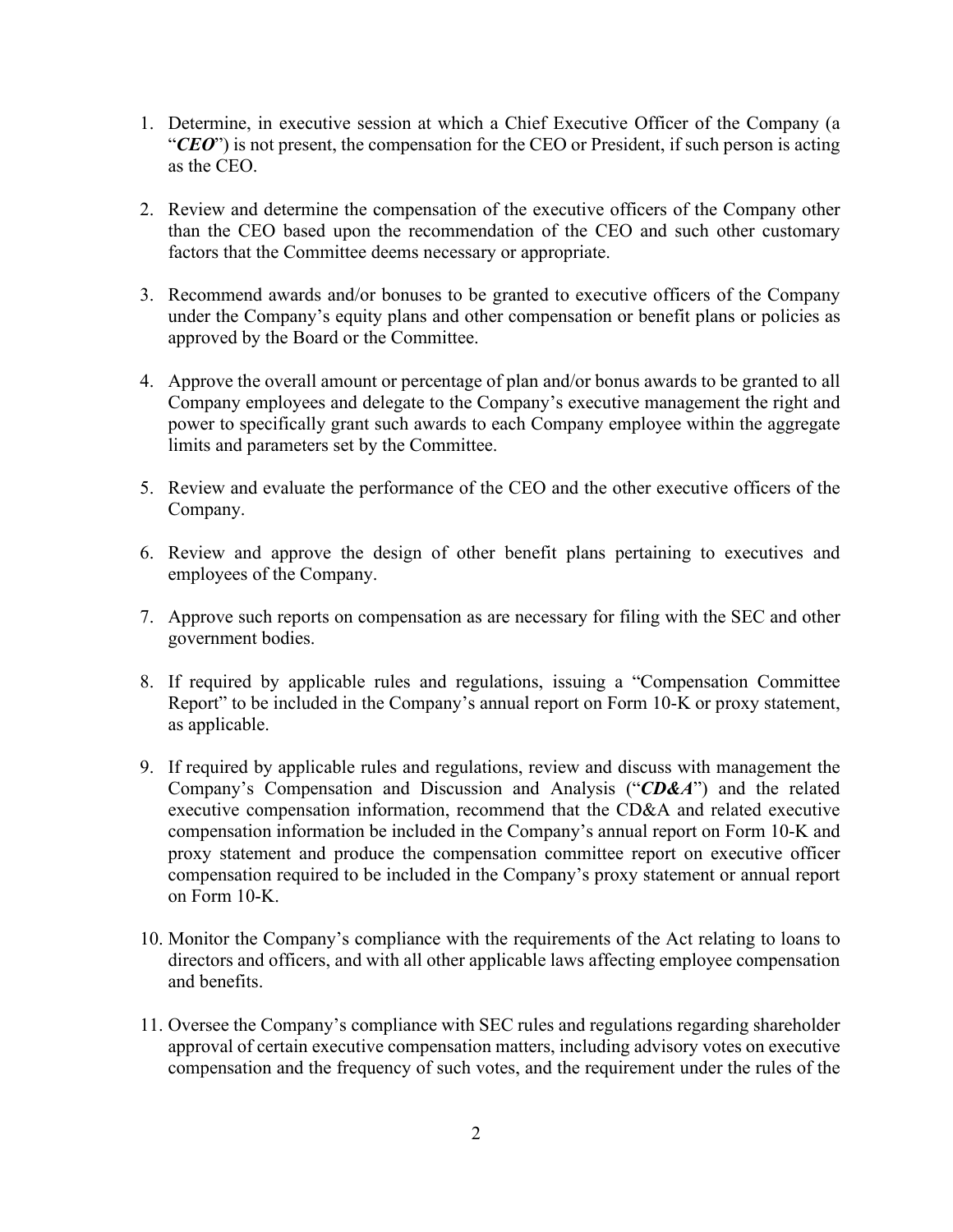1. Determine, in executive session at which a Chief Executive Officer of the Company (a "***CEO***") is not present, the compensation for the CEO or President, if such person is acting as the CEO.

2. Review and determine the compensation of the executive officers of the Company other than the CEO based upon the recommendation of the CEO and such other customary factors that the Committee deems necessary or appropriate.

3. Recommend awards and/or bonuses to be granted to executive officers of the Company under the Company's equity plans and other compensation or benefit plans or policies as approved by the Board or the Committee.

4. Approve the overall amount or percentage of plan and/or bonus awards to be granted to all Company employees and delegate to the Company's executive management the right and power to specifically grant such awards to each Company employee within the aggregate limits and parameters set by the Committee.

5. Review and evaluate the performance of the CEO and the other executive officers of the Company.

6. Review and approve the design of other benefit plans pertaining to executives and employees of the Company.

7. Approve such reports on compensation as are necessary for filing with the SEC and other government bodies.

8. If required by applicable rules and regulations, issuing a "Compensation Committee Report" to be included in the Company's annual report on Form 10-K or proxy statement, as applicable.

9. If required by applicable rules and regulations, review and discuss with management the Company's Compensation and Discussion and Analysis ("***CD&A***") and the related executive compensation information, recommend that the CD&A and related executive compensation information be included in the Company's annual report on Form 10-K and proxy statement and produce the compensation committee report on executive officer compensation required to be included in the Company's proxy statement or annual report on Form 10-K.

10. Monitor the Company's compliance with the requirements of the Act relating to loans to directors and officers, and with all other applicable laws affecting employee compensation and benefits.

11. Oversee the Company's compliance with SEC rules and regulations regarding shareholder approval of certain executive compensation matters, including advisory votes on executive compensation and the frequency of such votes, and the requirement under the rules of the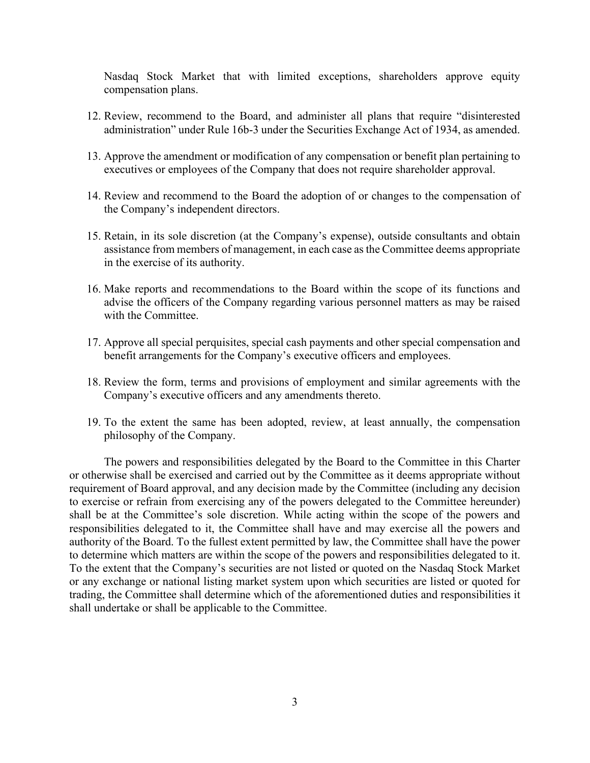Nasdaq Stock Market that with limited exceptions, shareholders approve equity compensation plans.

12. Review, recommend to the Board, and administer all plans that require "disinterested administration" under Rule 16b-3 under the Securities Exchange Act of 1934, as amended.

13. Approve the amendment or modification of any compensation or benefit plan pertaining to executives or employees of the Company that does not require shareholder approval.

14. Review and recommend to the Board the adoption of or changes to the compensation of the Company's independent directors.

15. Retain, in its sole discretion (at the Company's expense), outside consultants and obtain assistance from members of management, in each case as the Committee deems appropriate in the exercise of its authority.

16. Make reports and recommendations to the Board within the scope of its functions and advise the officers of the Company regarding various personnel matters as may be raised with the Committee.

17. Approve all special perquisites, special cash payments and other special compensation and benefit arrangements for the Company's executive officers and employees.

18. Review the form, terms and provisions of employment and similar agreements with the Company's executive officers and any amendments thereto.

19. To the extent the same has been adopted, review, at least annually, the compensation philosophy of the Company.

The powers and responsibilities delegated by the Board to the Committee in this Charter or otherwise shall be exercised and carried out by the Committee as it deems appropriate without requirement of Board approval, and any decision made by the Committee (including any decision to exercise or refrain from exercising any of the powers delegated to the Committee hereunder) shall be at the Committee's sole discretion. While acting within the scope of the powers and responsibilities delegated to it, the Committee shall have and may exercise all the powers and authority of the Board. To the fullest extent permitted by law, the Committee shall have the power to determine which matters are within the scope of the powers and responsibilities delegated to it. To the extent that the Company's securities are not listed or quoted on the Nasdaq Stock Market or any exchange or national listing market system upon which securities are listed or quoted for trading, the Committee shall determine which of the aforementioned duties and responsibilities it shall undertake or shall be applicable to the Committee.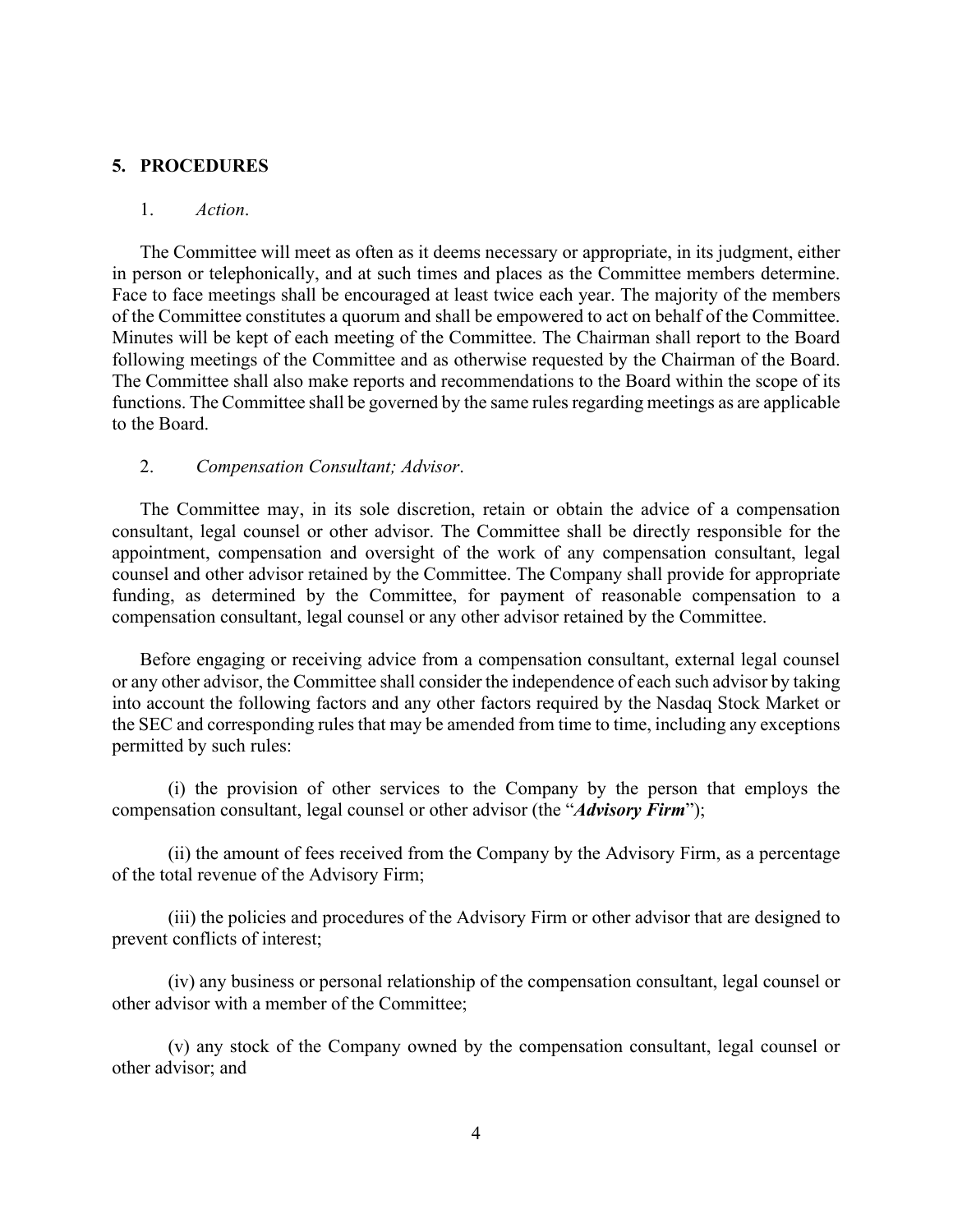## 5. PROCEDURES

1. *Action*.

The Committee will meet as often as it deems necessary or appropriate, in its judgment, either in person or telephonically, and at such times and places as the Committee members determine. Face to face meetings shall be encouraged at least twice each year. The majority of the members of the Committee constitutes a quorum and shall be empowered to act on behalf of the Committee. Minutes will be kept of each meeting of the Committee. The Chairman shall report to the Board following meetings of the Committee and as otherwise requested by the Chairman of the Board. The Committee shall also make reports and recommendations to the Board within the scope of its functions. The Committee shall be governed by the same rules regarding meetings as are applicable to the Board.

2. *Compensation Consultant; Advisor*.

The Committee may, in its sole discretion, retain or obtain the advice of a compensation consultant, legal counsel or other advisor. The Committee shall be directly responsible for the appointment, compensation and oversight of the work of any compensation consultant, legal counsel and other advisor retained by the Committee. The Company shall provide for appropriate funding, as determined by the Committee, for payment of reasonable compensation to a compensation consultant, legal counsel or any other advisor retained by the Committee.

Before engaging or receiving advice from a compensation consultant, external legal counsel or any other advisor, the Committee shall consider the independence of each such advisor by taking into account the following factors and any other factors required by the Nasdaq Stock Market or the SEC and corresponding rules that may be amended from time to time, including any exceptions permitted by such rules:

(i) the provision of other services to the Company by the person that employs the compensation consultant, legal counsel or other advisor (the "***Advisory Firm***");

(ii) the amount of fees received from the Company by the Advisory Firm, as a percentage of the total revenue of the Advisory Firm;

(iii) the policies and procedures of the Advisory Firm or other advisor that are designed to prevent conflicts of interest;

(iv) any business or personal relationship of the compensation consultant, legal counsel or other advisor with a member of the Committee;

(v) any stock of the Company owned by the compensation consultant, legal counsel or other advisor; and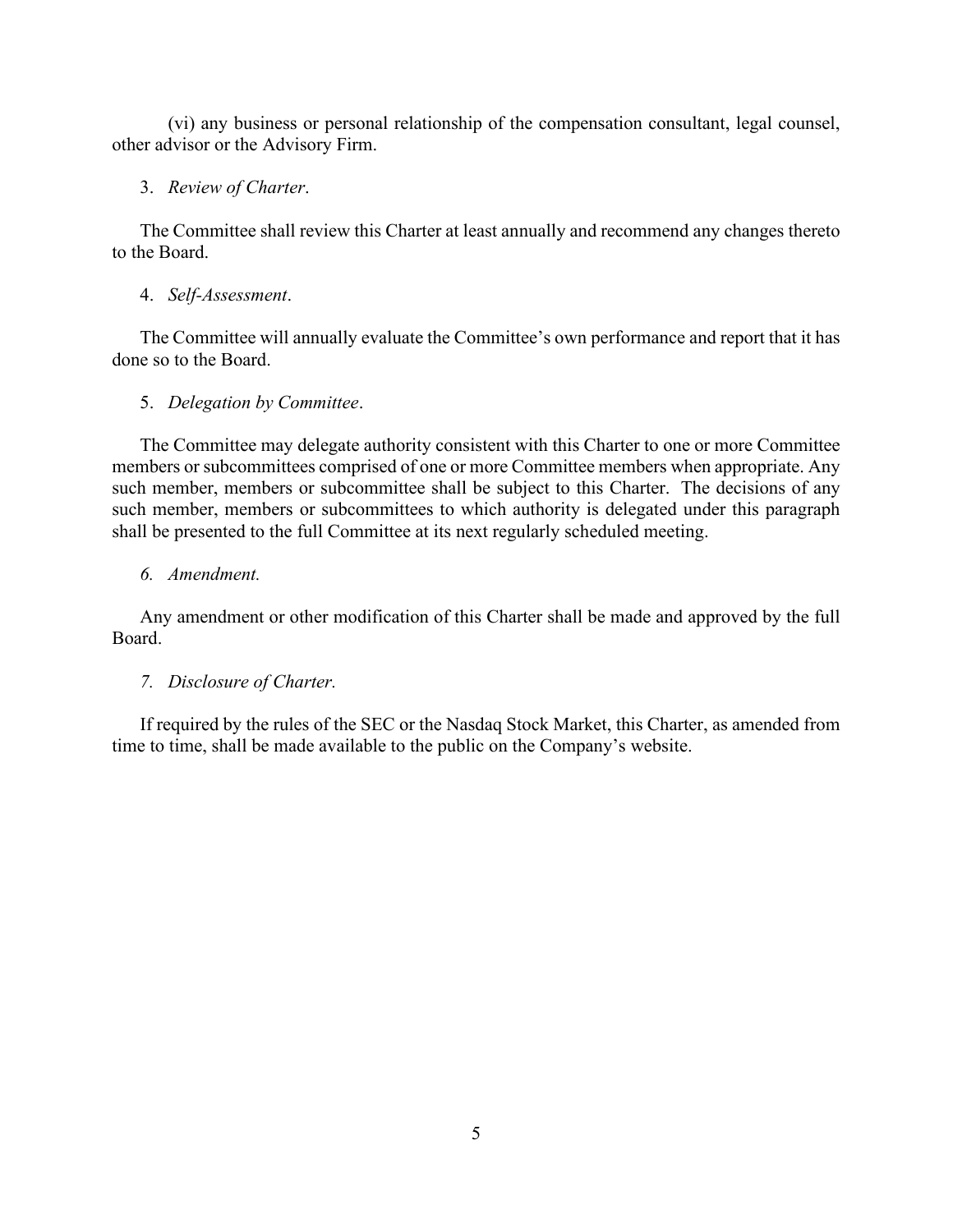(vi) any business or personal relationship of the compensation consultant, legal counsel, other advisor or the Advisory Firm.

3. *Review of Charter*.

The Committee shall review this Charter at least annually and recommend any changes thereto to the Board.

4. *Self-Assessment*.

The Committee will annually evaluate the Committee's own performance and report that it has done so to the Board.

5. *Delegation by Committee*.

The Committee may delegate authority consistent with this Charter to one or more Committee members or subcommittees comprised of one or more Committee members when appropriate. Any such member, members or subcommittee shall be subject to this Charter. The decisions of any such member, members or subcommittees to which authority is delegated under this paragraph shall be presented to the full Committee at its next regularly scheduled meeting.

*6. Amendment.*

Any amendment or other modification of this Charter shall be made and approved by the full Board.

*7. Disclosure of Charter.*

If required by the rules of the SEC or the Nasdaq Stock Market, this Charter, as amended from time to time, shall be made available to the public on the Company's website.